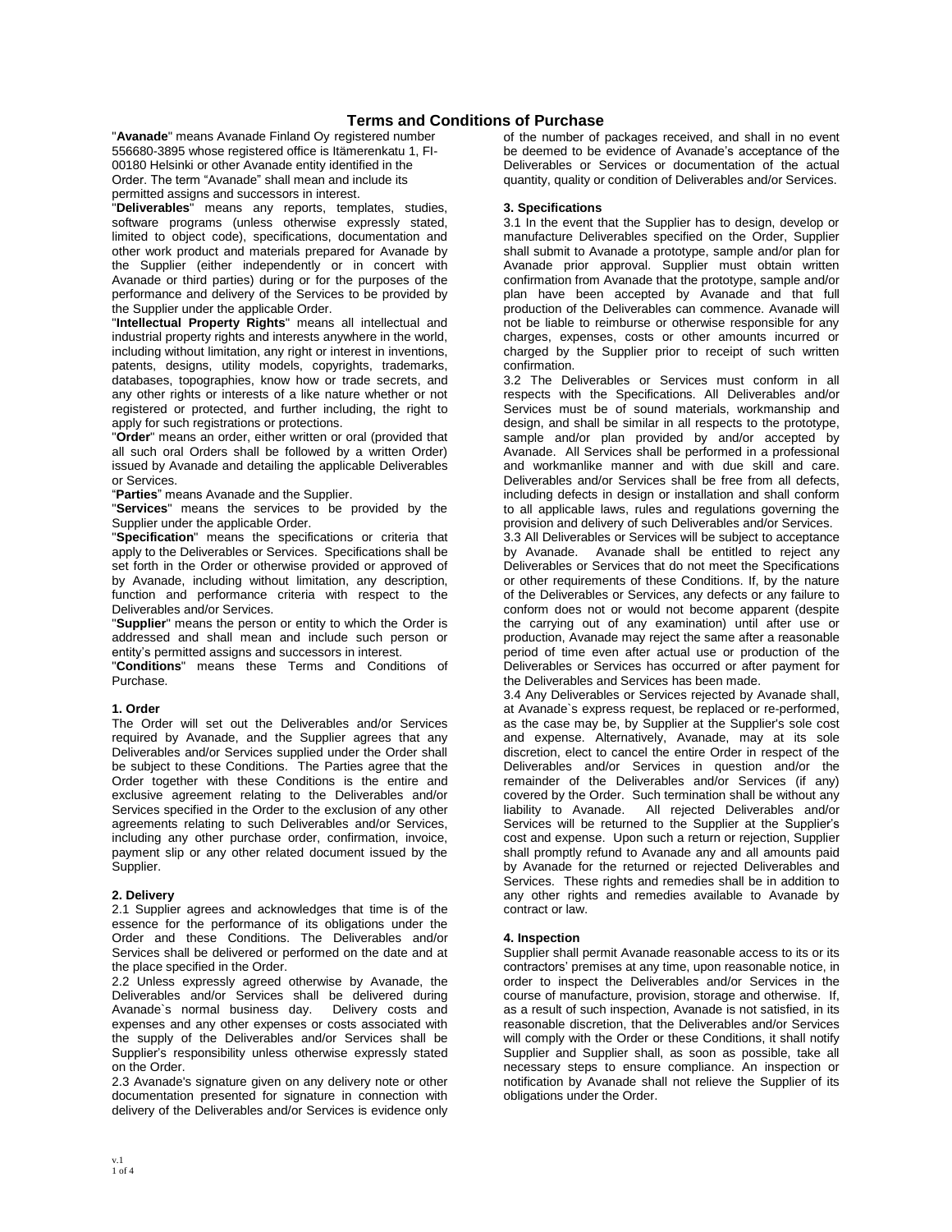# Terms and Conditions of Purchase

"**Avanade**" means Avanade Finland Oy registered number 556680-3895 whose registered office is Itämerenkatu 1, FI-00180 Helsinki or other Avanade entity identified in the Order. The term "Avanade" shall mean and include its permitted assigns and successors in interest.

"**Deliverables**" means any reports, templates, studies, software programs (unless otherwise expressly stated, limited to object code), specifications, documentation and other work product and materials prepared for Avanade by the Supplier (either independently or in concert with Avanade or third parties) during or for the purposes of the performance and delivery of the Services to be provided by the Supplier under the applicable Order.

"**Intellectual Property Rights**" means all intellectual and industrial property rights and interests anywhere in the world, including without limitation, any right or interest in inventions, patents, designs, utility models, copyrights, trademarks, databases, topographies, know how or trade secrets, and any other rights or interests of a like nature whether or not registered or protected, and further including, the right to apply for such registrations or protections.

"**Order**" means an order, either written or oral (provided that all such oral Orders shall be followed by a written Order) issued by Avanade and detailing the applicable Deliverables or Services.

"**Parties**" means Avanade and the Supplier.

"**Services**" means the services to be provided by the Supplier under the applicable Order.

"**Specification**" means the specifications or criteria that apply to the Deliverables or Services. Specifications shall be set forth in the Order or otherwise provided or approved of by Avanade, including without limitation, any description, function and performance criteria with respect to the Deliverables and/or Services.

"**Supplier**" means the person or entity to which the Order is addressed and shall mean and include such person or entity's permitted assigns and successors in interest.

"**Conditions**" means these Terms and Conditions of Purchase.

**1. Order**

The Order will set out the Deliverables and/or Services required by Avanade, and the Supplier agrees that any Deliverables and/or Services supplied under the Order shall be subject to these Conditions. The Parties agree that the Order together with these Conditions is the entire and exclusive agreement relating to the Deliverables and/or Services specified in the Order to the exclusion of any other agreements relating to such Deliverables and/or Services, including any other purchase order, confirmation, invoice, payment slip or any other related document issued by the Supplier.

**2. Delivery**

2.1 Supplier agrees and acknowledges that time is of the essence for the performance of its obligations under the Order and these Conditions. The Deliverables and/or Services shall be delivered or performed on the date and at the place specified in the Order.

2.2 Unless expressly agreed otherwise by Avanade, the Deliverables and/or Services shall be delivered during Avanade`s normal business day. Delivery costs and expenses and any other expenses or costs associated with the supply of the Deliverables and/or Services shall be Supplier's responsibility unless otherwise expressly stated on the Order.

2.3 Avanade's signature given on any delivery note or other documentation presented for signature in connection with delivery of the Deliverables and/or Services is evidence only of the number of packages received, and shall in no event be deemed to be evidence of Avanade's acceptance of the Deliverables or Services or documentation of the actual quantity, quality or condition of Deliverables and/or Services.

**3. Specifications**

3.1 In the event that the Supplier has to design, develop or manufacture Deliverables specified on the Order, Supplier shall submit to Avanade a prototype, sample and/or plan for Avanade prior approval. Supplier must obtain written confirmation from Avanade that the prototype, sample and/or plan have been accepted by Avanade and that full production of the Deliverables can commence. Avanade will not be liable to reimburse or otherwise responsible for any charges, expenses, costs or other amounts incurred or charged by the Supplier prior to receipt of such written confirmation.

3.2 The Deliverables or Services must conform in all respects with the Specifications. All Deliverables and/or Services must be of sound materials, workmanship and design, and shall be similar in all respects to the prototype, sample and/or plan provided by and/or accepted by Avanade. All Services shall be performed in a professional and workmanlike manner and with due skill and care. Deliverables and/or Services shall be free from all defects, including defects in design or installation and shall conform to all applicable laws, rules and regulations governing the provision and delivery of such Deliverables and/or Services.

3.3 All Deliverables or Services will be subject to acceptance by Avanade. Avanade shall be entitled to reject any Deliverables or Services that do not meet the Specifications or other requirements of these Conditions. If, by the nature of the Deliverables or Services, any defects or any failure to conform does not or would not become apparent (despite the carrying out of any examination) until after use or production, Avanade may reject the same after a reasonable period of time even after actual use or production of the Deliverables or Services has occurred or after payment for the Deliverables and Services has been made.

3.4 Any Deliverables or Services rejected by Avanade shall, at Avanade`s express request, be replaced or re-performed, as the case may be, by Supplier at the Supplier's sole cost and expense. Alternatively, Avanade, may at its sole discretion, elect to cancel the entire Order in respect of the Deliverables and/or Services in question and/or the remainder of the Deliverables and/or Services (if any) covered by the Order. Such termination shall be without any liability to Avanade. All rejected Deliverables and/or Services will be returned to the Supplier at the Supplier's cost and expense. Upon such a return or rejection, Supplier shall promptly refund to Avanade any and all amounts paid by Avanade for the returned or rejected Deliverables and Services. These rights and remedies shall be in addition to any other rights and remedies available to Avanade by contract or law.

**4. Inspection**

Supplier shall permit Avanade reasonable access to its or its contractors' premises at any time, upon reasonable notice, in order to inspect the Deliverables and/or Services in the course of manufacture, provision, storage and otherwise. If, as a result of such inspection, Avanade is not satisfied, in its reasonable discretion, that the Deliverables and/or Services will comply with the Order or these Conditions, it shall notify Supplier and Supplier shall, as soon as possible, take all necessary steps to ensure compliance. An inspection or notification by Avanade shall not relieve the Supplier of its obligations under the Order.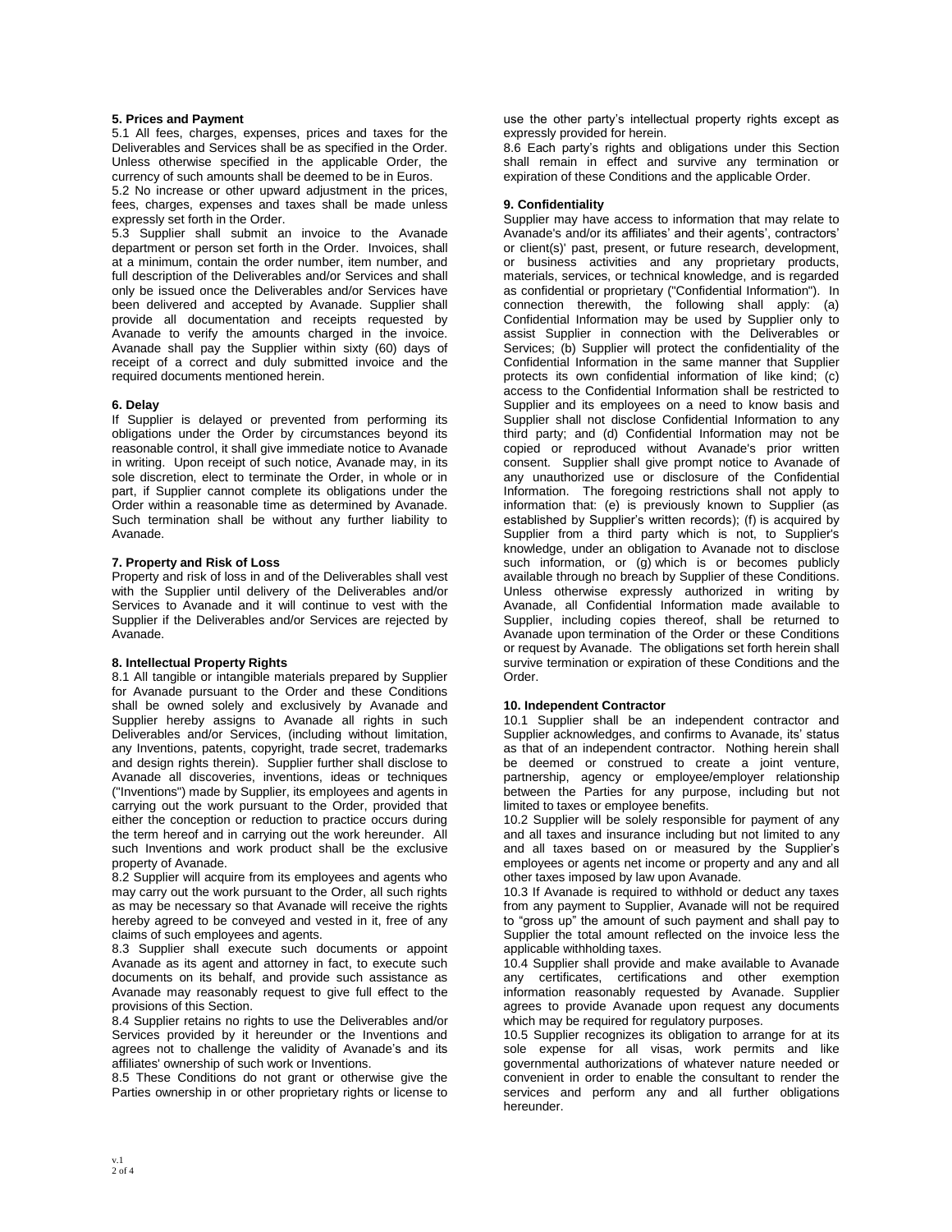**5. Prices and Payment**

5.1 All fees, charges, expenses, prices and taxes for the Deliverables and Services shall be as specified in the Order. Unless otherwise specified in the applicable Order, the currency of such amounts shall be deemed to be in Euros.

5.2 No increase or other upward adjustment in the prices, fees, charges, expenses and taxes shall be made unless expressly set forth in the Order.

5.3 Supplier shall submit an invoice to the Avanade department or person set forth in the Order. Invoices, shall at a minimum, contain the order number, item number, and full description of the Deliverables and/or Services and shall only be issued once the Deliverables and/or Services have been delivered and accepted by Avanade. Supplier shall provide all documentation and receipts requested by Avanade to verify the amounts charged in the invoice. Avanade shall pay the Supplier within sixty (60) days of receipt of a correct and duly submitted invoice and the required documents mentioned herein.

**6. Delay**

If Supplier is delayed or prevented from performing its obligations under the Order by circumstances beyond its reasonable control, it shall give immediate notice to Avanade in writing. Upon receipt of such notice, Avanade may, in its sole discretion, elect to terminate the Order, in whole or in part, if Supplier cannot complete its obligations under the Order within a reasonable time as determined by Avanade. Such termination shall be without any further liability to Avanade.

**7. Property and Risk of Loss**

Property and risk of loss in and of the Deliverables shall vest with the Supplier until delivery of the Deliverables and/or Services to Avanade and it will continue to vest with the Supplier if the Deliverables and/or Services are rejected by Avanade.

**8. Intellectual Property Rights**

8.1 All tangible or intangible materials prepared by Supplier for Avanade pursuant to the Order and these Conditions shall be owned solely and exclusively by Avanade and Supplier hereby assigns to Avanade all rights in such Deliverables and/or Services, (including without limitation, any Inventions, patents, copyright, trade secret, trademarks and design rights therein). Supplier further shall disclose to Avanade all discoveries, inventions, ideas or techniques ("Inventions") made by Supplier, its employees and agents in carrying out the work pursuant to the Order, provided that either the conception or reduction to practice occurs during the term hereof and in carrying out the work hereunder. All such Inventions and work product shall be the exclusive property of Avanade.

8.2 Supplier will acquire from its employees and agents who may carry out the work pursuant to the Order, all such rights as may be necessary so that Avanade will receive the rights hereby agreed to be conveyed and vested in it, free of any claims of such employees and agents.

8.3 Supplier shall execute such documents or appoint Avanade as its agent and attorney in fact, to execute such documents on its behalf, and provide such assistance as Avanade may reasonably request to give full effect to the provisions of this Section.

8.4 Supplier retains no rights to use the Deliverables and/or Services provided by it hereunder or the Inventions and agrees not to challenge the validity of Avanade's and its affiliates' ownership of such work or Inventions.

8.5 These Conditions do not grant or otherwise give the Parties ownership in or other proprietary rights or license to use the other party's intellectual property rights except as expressly provided for herein.

8.6 Each party's rights and obligations under this Section shall remain in effect and survive any termination or expiration of these Conditions and the applicable Order.

**9. Confidentiality**

Supplier may have access to information that may relate to Avanade's and/or its affiliates' and their agents', contractors' or client(s)' past, present, or future research, development, or business activities and any proprietary products, materials, services, or technical knowledge, and is regarded as confidential or proprietary ("Confidential Information"). In connection therewith, the following shall apply: (a) Confidential Information may be used by Supplier only to assist Supplier in connection with the Deliverables or Services; (b) Supplier will protect the confidentiality of the Confidential Information in the same manner that Supplier protects its own confidential information of like kind; (c) access to the Confidential Information shall be restricted to Supplier and its employees on a need to know basis and Supplier shall not disclose Confidential Information to any third party; and (d) Confidential Information may not be copied or reproduced without Avanade's prior written consent. Supplier shall give prompt notice to Avanade of any unauthorized use or disclosure of the Confidential Information. The foregoing restrictions shall not apply to information that: (e) is previously known to Supplier (as established by Supplier's written records); (f) is acquired by Supplier from a third party which is not, to Supplier's knowledge, under an obligation to Avanade not to disclose such information, or (g) which is or becomes publicly available through no breach by Supplier of these Conditions. Unless otherwise expressly authorized in writing by Avanade, all Confidential Information made available to Supplier, including copies thereof, shall be returned to Avanade upon termination of the Order or these Conditions or request by Avanade. The obligations set forth herein shall survive termination or expiration of these Conditions and the Order.

**10. Independent Contractor**

10.1 Supplier shall be an independent contractor and Supplier acknowledges, and confirms to Avanade, its' status as that of an independent contractor. Nothing herein shall be deemed or construed to create a joint venture, partnership, agency or employee/employer relationship between the Parties for any purpose, including but not limited to taxes or employee benefits.

10.2 Supplier will be solely responsible for payment of any and all taxes and insurance including but not limited to any and all taxes based on or measured by the Supplier's employees or agents net income or property and any and all other taxes imposed by law upon Avanade.

10.3 If Avanade is required to withhold or deduct any taxes from any payment to Supplier, Avanade will not be required to "gross up" the amount of such payment and shall pay to Supplier the total amount reflected on the invoice less the applicable withholding taxes.

10.4 Supplier shall provide and make available to Avanade any certificates, certifications and other exemption information reasonably requested by Avanade. Supplier agrees to provide Avanade upon request any documents which may be required for regulatory purposes.

10.5 Supplier recognizes its obligation to arrange for at its sole expense for all visas, work permits and like governmental authorizations of whatever nature needed or convenient in order to enable the consultant to render the services and perform any and all further obligations hereunder.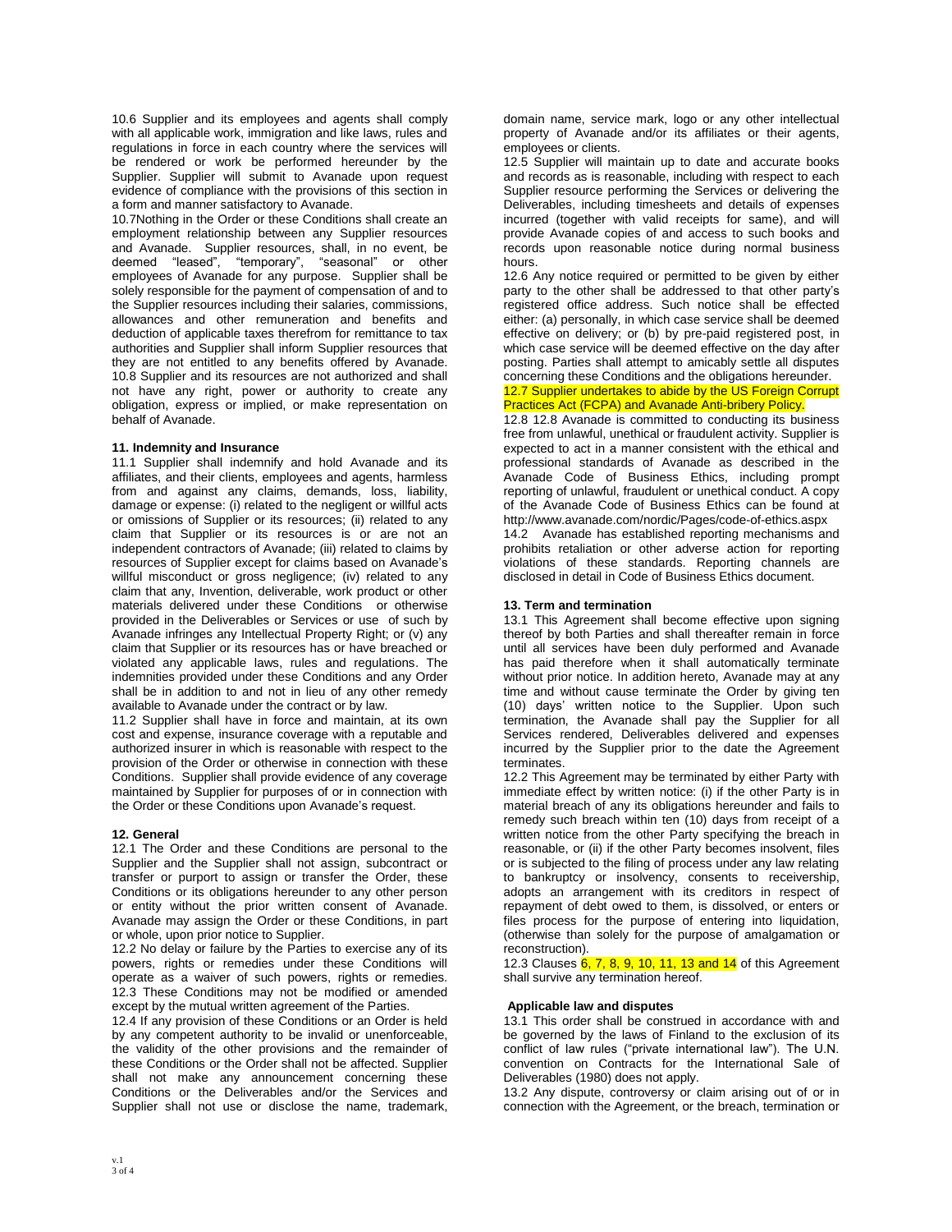10.6 Supplier and its employees and agents shall comply with all applicable work, immigration and like laws, rules and regulations in force in each country where the services will be rendered or work be performed hereunder by the Supplier. Supplier will submit to Avanade upon request evidence of compliance with the provisions of this section in a form and manner satisfactory to Avanade.

10.7Nothing in the Order or these Conditions shall create an employment relationship between any Supplier resources and Avanade. Supplier resources, shall, in no event, be deemed "leased", "temporary", "seasonal" or other employees of Avanade for any purpose. Supplier shall be solely responsible for the payment of compensation of and to the Supplier resources including their salaries, commissions, allowances and other remuneration and benefits and deduction of applicable taxes therefrom for remittance to tax authorities and Supplier shall inform Supplier resources that they are not entitled to any benefits offered by Avanade.

10.8 Supplier and its resources are not authorized and shall not have any right, power or authority to create any obligation, express or implied, or make representation on behalf of Avanade.

**11. Indemnity and Insurance**

11.1 Supplier shall indemnify and hold Avanade and its affiliates, and their clients, employees and agents, harmless from and against any claims, demands, loss, liability, damage or expense: (i) related to the negligent or willful acts or omissions of Supplier or its resources; (ii) related to any claim that Supplier or its resources is or are not an independent contractors of Avanade; (iii) related to claims by resources of Supplier except for claims based on Avanade's willful misconduct or gross negligence; (iv) related to any claim that any, Invention, deliverable, work product or other materials delivered under these Conditions or otherwise provided in the Deliverables or Services or use of such by Avanade infringes any Intellectual Property Right; or (v) any claim that Supplier or its resources has or have breached or violated any applicable laws, rules and regulations. The indemnities provided under these Conditions and any Order shall be in addition to and not in lieu of any other remedy available to Avanade under the contract or by law.

11.2 Supplier shall have in force and maintain, at its own cost and expense, insurance coverage with a reputable and authorized insurer in which is reasonable with respect to the provision of the Order or otherwise in connection with these Conditions. Supplier shall provide evidence of any coverage maintained by Supplier for purposes of or in connection with the Order or these Conditions upon Avanade's request.

**12. General**

12.1 The Order and these Conditions are personal to the Supplier and the Supplier shall not assign, subcontract or transfer or purport to assign or transfer the Order, these Conditions or its obligations hereunder to any other person or entity without the prior written consent of Avanade. Avanade may assign the Order or these Conditions, in part or whole, upon prior notice to Supplier.

12.2 No delay or failure by the Parties to exercise any of its powers, rights or remedies under these Conditions will operate as a waiver of such powers, rights or remedies.

12.3 These Conditions may not be modified or amended except by the mutual written agreement of the Parties.

12.4 If any provision of these Conditions or an Order is held by any competent authority to be invalid or unenforceable, the validity of the other provisions and the remainder of these Conditions or the Order shall not be affected. Supplier shall not make any announcement concerning these Conditions or the Deliverables and/or the Services and Supplier shall not use or disclose the name, trademark, domain name, service mark, logo or any other intellectual property of Avanade and/or its affiliates or their agents, employees or clients.

12.5 Supplier will maintain up to date and accurate books and records as is reasonable, including with respect to each Supplier resource performing the Services or delivering the Deliverables, including timesheets and details of expenses incurred (together with valid receipts for same), and will provide Avanade copies of and access to such books and records upon reasonable notice during normal business hours.

12.6 Any notice required or permitted to be given by either party to the other shall be addressed to that other party's registered office address. Such notice shall be effected either: (a) personally, in which case service shall be deemed effective on delivery; or (b) by pre-paid registered post, in which case service will be deemed effective on the day after posting. Parties shall attempt to amicably settle all disputes concerning these Conditions and the obligations hereunder.

12.7 Supplier undertakes to abide by the US Foreign Corrupt Practices Act (FCPA) and Avanade Anti-bribery Policy.

12.8 12.8 Avanade is committed to conducting its business free from unlawful, unethical or fraudulent activity. Supplier is expected to act in a manner consistent with the ethical and professional standards of Avanade as described in the Avanade Code of Business Ethics, including prompt reporting of unlawful, fraudulent or unethical conduct. A copy of the Avanade Code of Business Ethics can be found at http://www.avanade.com/nordic/Pages/code-of-ethics.aspx

14.2 Avanade has established reporting mechanisms and prohibits retaliation or other adverse action for reporting violations of these standards. Reporting channels are disclosed in detail in Code of Business Ethics document.

**13. Term and termination**

13.1 This Agreement shall become effective upon signing thereof by both Parties and shall thereafter remain in force until all services have been duly performed and Avanade has paid therefore when it shall automatically terminate without prior notice. In addition hereto, Avanade may at any time and without cause terminate the Order by giving ten (10) days' written notice to the Supplier. Upon such termination, the Avanade shall pay the Supplier for all Services rendered, Deliverables delivered and expenses incurred by the Supplier prior to the date the Agreement terminates.

12.2 This Agreement may be terminated by either Party with immediate effect by written notice: (i) if the other Party is in material breach of any its obligations hereunder and fails to remedy such breach within ten (10) days from receipt of a written notice from the other Party specifying the breach in reasonable, or (ii) if the other Party becomes insolvent, files or is subjected to the filing of process under any law relating to bankruptcy or insolvency, consents to receivership, adopts an arrangement with its creditors in respect of repayment of debt owed to them, is dissolved, or enters or files process for the purpose of entering into liquidation, (otherwise than solely for the purpose of amalgamation or reconstruction).

12.3 Clauses 6, 7, 8, 9, 10, 11, 13 and 14 of this Agreement shall survive any termination hereof.

**Applicable law and disputes**

13.1 This order shall be construed in accordance with and be governed by the laws of Finland to the exclusion of its conflict of law rules ("private international law"). The U.N. convention on Contracts for the International Sale of Deliverables (1980) does not apply.

13.2 Any dispute, controversy or claim arising out of or in connection with the Agreement, or the breach, termination or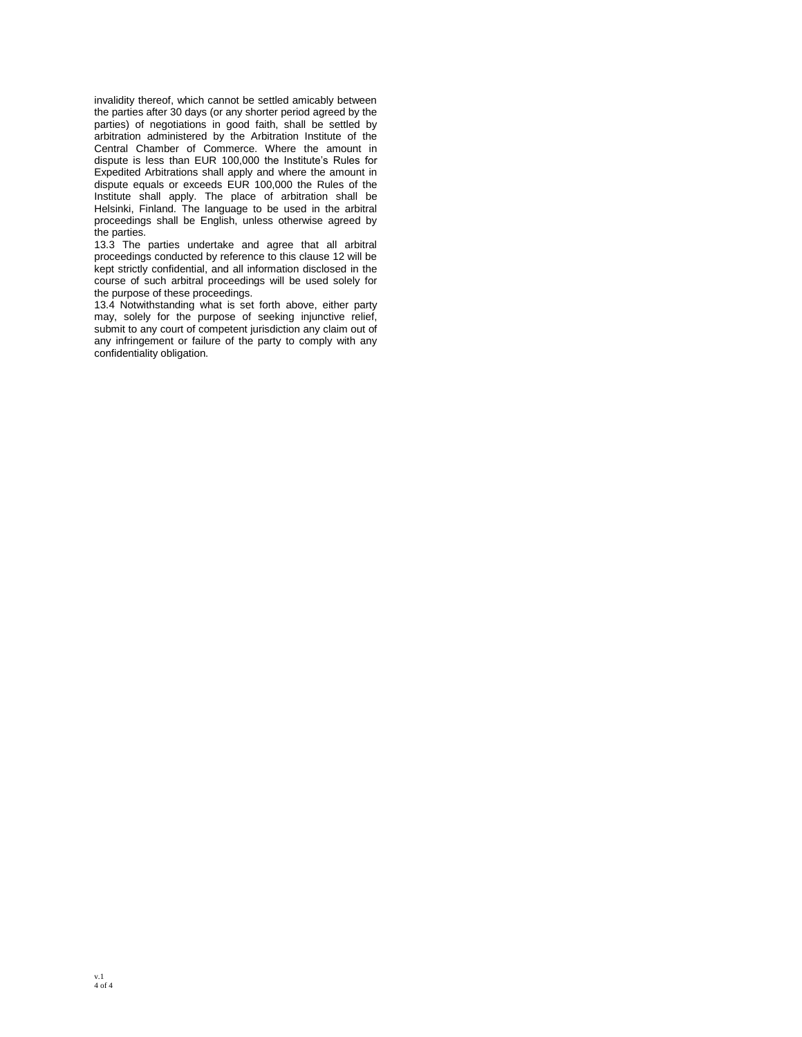invalidity thereof, which cannot be settled amicably between the parties after 30 days (or any shorter period agreed by the parties) of negotiations in good faith, shall be settled by arbitration administered by the Arbitration Institute of the Central Chamber of Commerce. Where the amount in dispute is less than EUR 100,000 the Institute's Rules for Expedited Arbitrations shall apply and where the amount in dispute equals or exceeds EUR 100,000 the Rules of the Institute shall apply. The place of arbitration shall be Helsinki, Finland. The language to be used in the arbitral proceedings shall be English, unless otherwise agreed by the parties.

13.3 The parties undertake and agree that all arbitral proceedings conducted by reference to this clause 12 will be kept strictly confidential, and all information disclosed in the course of such arbitral proceedings will be used solely for the purpose of these proceedings.

13.4 Notwithstanding what is set forth above, either party may, solely for the purpose of seeking injunctive relief, submit to any court of competent jurisdiction any claim out of any infringement or failure of the party to comply with any confidentiality obligation.

v.1